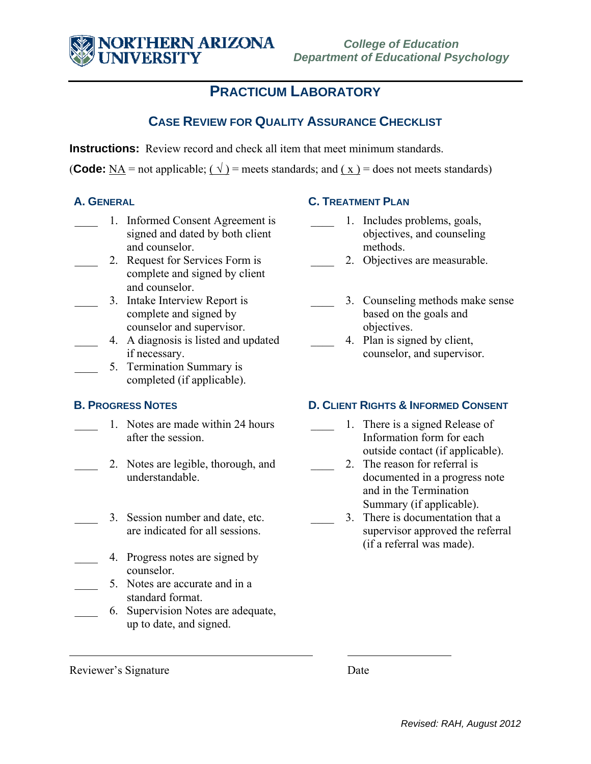NORTHERN ARIZONA UNIVERSITY

*College of Education*
*Department of Educational Psychology*

# PRACTICUM LABORATORY

## CASE REVIEW FOR QUALITY ASSURANCE CHECKLIST

**Instructions:** Review record and check all item that meet minimum standards.

(**Code:** NA = not applicable; ( √ ) = meets standards; and ( x ) = does not meets standards)

### A. GENERAL

____ 1. Informed Consent Agreement is signed and dated by both client and counselor.

____ 2. Request for Services Form is complete and signed by client and counselor.

____ 3. Intake Interview Report is complete and signed by counselor and supervisor.

____ 4. A diagnosis is listed and updated if necessary.

____ 5. Termination Summary is completed (if applicable).

### B. PROGRESS NOTES

____ 1. Notes are made within 24 hours after the session.

____ 2. Notes are legible, thorough, and understandable.

____ 3. Session number and date, etc. are indicated for all sessions.

____ 4. Progress notes are signed by counselor.

____ 5. Notes are accurate and in a standard format.

____ 6. Supervision Notes are adequate, up to date, and signed.

### C. TREATMENT PLAN

____ 1. Includes problems, goals, objectives, and counseling methods.

____ 2. Objectives are measurable.

____ 3. Counseling methods make sense based on the goals and objectives.

____ 4. Plan is signed by client, counselor, and supervisor.

### D. CLIENT RIGHTS & INFORMED CONSENT

____ 1. There is a signed Release of Information form for each outside contact (if applicable).

____ 2. The reason for referral is documented in a progress note and in the Termination Summary (if applicable).

____ 3. There is documentation that a supervisor approved the referral (if a referral was made).

______________________________ Reviewer's Signature

______________ Date

*Revised: RAH, August 2012*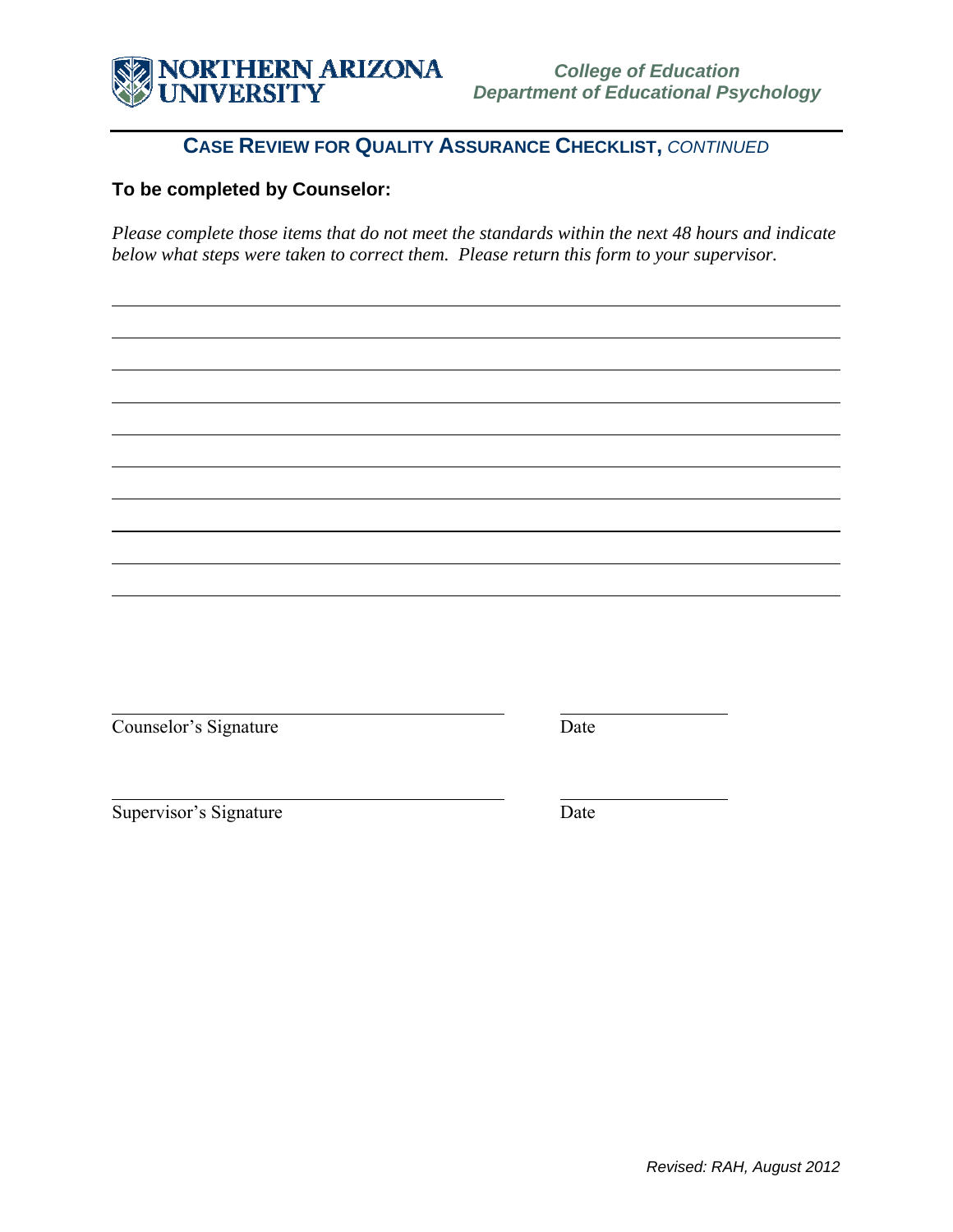NORTHERN ARIZONA UNIVERSITY

*College of Education*
*Department of Educational Psychology*

## CASE REVIEW FOR QUALITY ASSURANCE CHECKLIST, *CONTINUED*

**To be completed by Counselor:**

*Please complete those items that do not meet the standards within the next 48 hours and indicate below what steps were taken to correct them. Please return this form to your supervisor.*

______________________________________________________________________________

______________________________________________________________________________

______________________________________________________________________________

______________________________________________________________________________

______________________________________________________________________________

______________________________________________________________________________

______________________________________________________________________________

______________________________________________________________________________

______________________________________________________________________________

______________________________________________________________________________

_________________________________________ ____________________

Counselor's Signature Date

_________________________________________ ____________________

Supervisor's Signature Date

*Revised: RAH, August 2012*